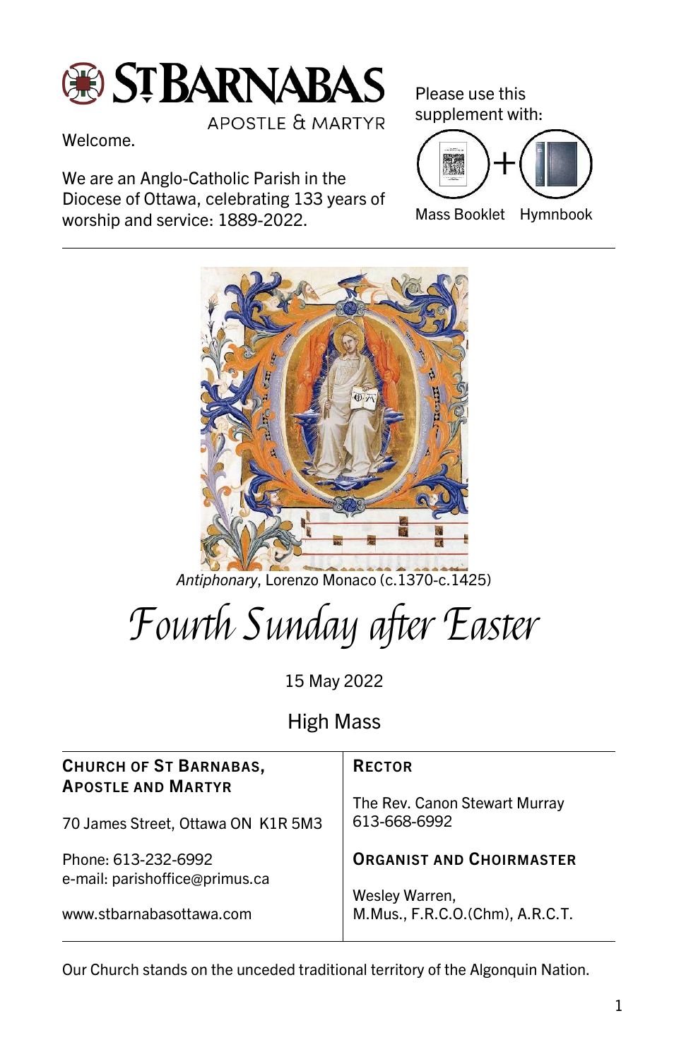# ST BARNABAS

APOSTLE & MARTYR

Welcome.

We are an Anglo-Catholic Parish in the Diocese of Ottawa, celebrating 133 years of worship and service: 1889-2022.

Please use this supplement with:

Mass Booklet + Hymnbook

*Antiphonary*, Lorenzo Monaco (c.1370-c.1425)

# *Fourth Sunday after Easter*

15 May 2022

## High Mass

| **CHURCH OF ST BARNABAS, APOSTLE AND MARTYR** | **RECTOR** |
|---|---|
| 70 James Street, Ottawa ON K1R 5M3 | The Rev. Canon Stewart Murray 613-668-6992 |
| Phone: 613-232-6992 e-mail: parishoffice@primus.ca | **ORGANIST AND CHOIRMASTER** |
| www.stbarnabasottawa.com | Wesley Warren, M.Mus., F.R.C.O.(Chm), A.R.C.T. |

Our Church stands on the unceded traditional territory of the Algonquin Nation.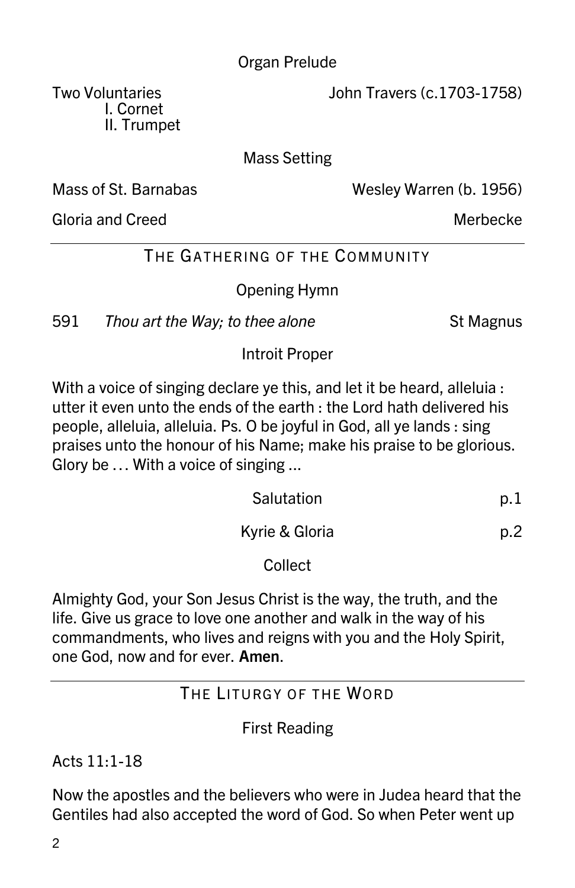Organ Prelude

Two Voluntaries — John Travers (c.1703-1758)
I. Cornet
II. Trumpet

Mass Setting

Mass of St. Barnabas — Wesley Warren (b. 1956)

Gloria and Creed — Merbecke

---

## THE GATHERING OF THE COMMUNITY

Opening Hymn

591 *Thou art the Way; to thee alone* — St Magnus

Introit Proper

With a voice of singing declare ye this, and let it be heard, alleluia : utter it even unto the ends of the earth : the Lord hath delivered his people, alleluia, alleluia. Ps. O be joyful in God, all ye lands : sing praises unto the honour of his Name; make his praise to be glorious. Glory be . . . With a voice of singing ...

Salutation p.1

Kyrie & Gloria p.2

Collect

Almighty God, your Son Jesus Christ is the way, the truth, and the life. Give us grace to love one another and walk in the way of his commandments, who lives and reigns with you and the Holy Spirit, one God, now and for ever. **Amen**.

---

## THE LITURGY OF THE WORD

First Reading

Acts 11:1-18

Now the apostles and the believers who were in Judea heard that the Gentiles had also accepted the word of God. So when Peter went up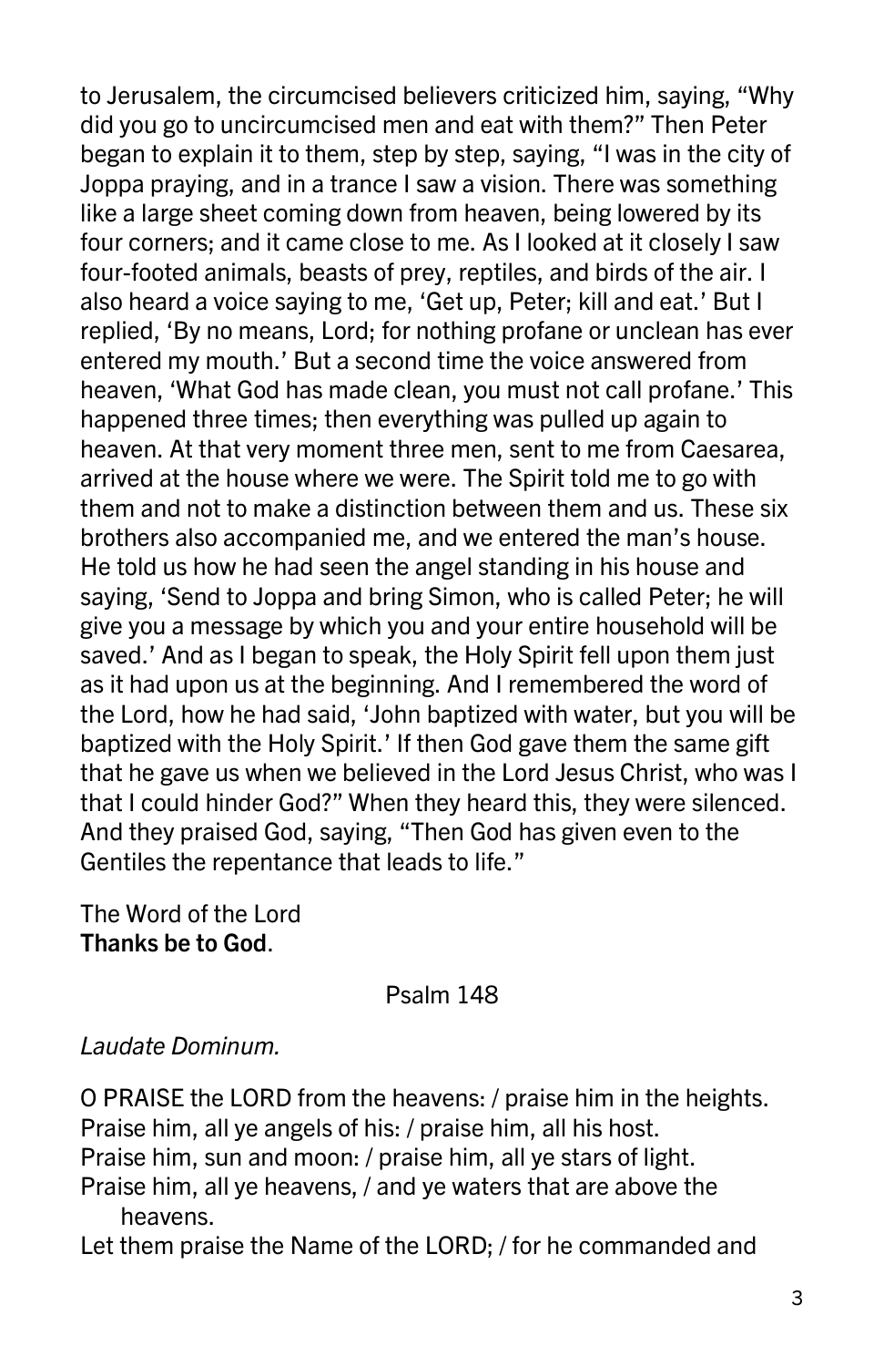to Jerusalem, the circumcised believers criticized him, saying, "Why did you go to uncircumcised men and eat with them?" Then Peter began to explain it to them, step by step, saying, "I was in the city of Joppa praying, and in a trance I saw a vision. There was something like a large sheet coming down from heaven, being lowered by its four corners; and it came close to me. As I looked at it closely I saw four-footed animals, beasts of prey, reptiles, and birds of the air. I also heard a voice saying to me, 'Get up, Peter; kill and eat.' But I replied, 'By no means, Lord; for nothing profane or unclean has ever entered my mouth.' But a second time the voice answered from heaven, 'What God has made clean, you must not call profane.' This happened three times; then everything was pulled up again to heaven. At that very moment three men, sent to me from Caesarea, arrived at the house where we were. The Spirit told me to go with them and not to make a distinction between them and us. These six brothers also accompanied me, and we entered the man's house. He told us how he had seen the angel standing in his house and saying, 'Send to Joppa and bring Simon, who is called Peter; he will give you a message by which you and your entire household will be saved.' And as I began to speak, the Holy Spirit fell upon them just as it had upon us at the beginning. And I remembered the word of the Lord, how he had said, 'John baptized with water, but you will be baptized with the Holy Spirit.' If then God gave them the same gift that he gave us when we believed in the Lord Jesus Christ, who was I that I could hinder God?" When they heard this, they were silenced. And they praised God, saying, "Then God has given even to the Gentiles the repentance that leads to life."

The Word of the Lord
**Thanks be to God**.

## Psalm 148

*Laudate Dominum.*

O PRAISE the LORD from the heavens: / praise him in the heights.
Praise him, all ye angels of his: / praise him, all his host.
Praise him, sun and moon: / praise him, all ye stars of light.
Praise him, all ye heavens, / and ye waters that are above the heavens.
Let them praise the Name of the LORD; / for he commanded and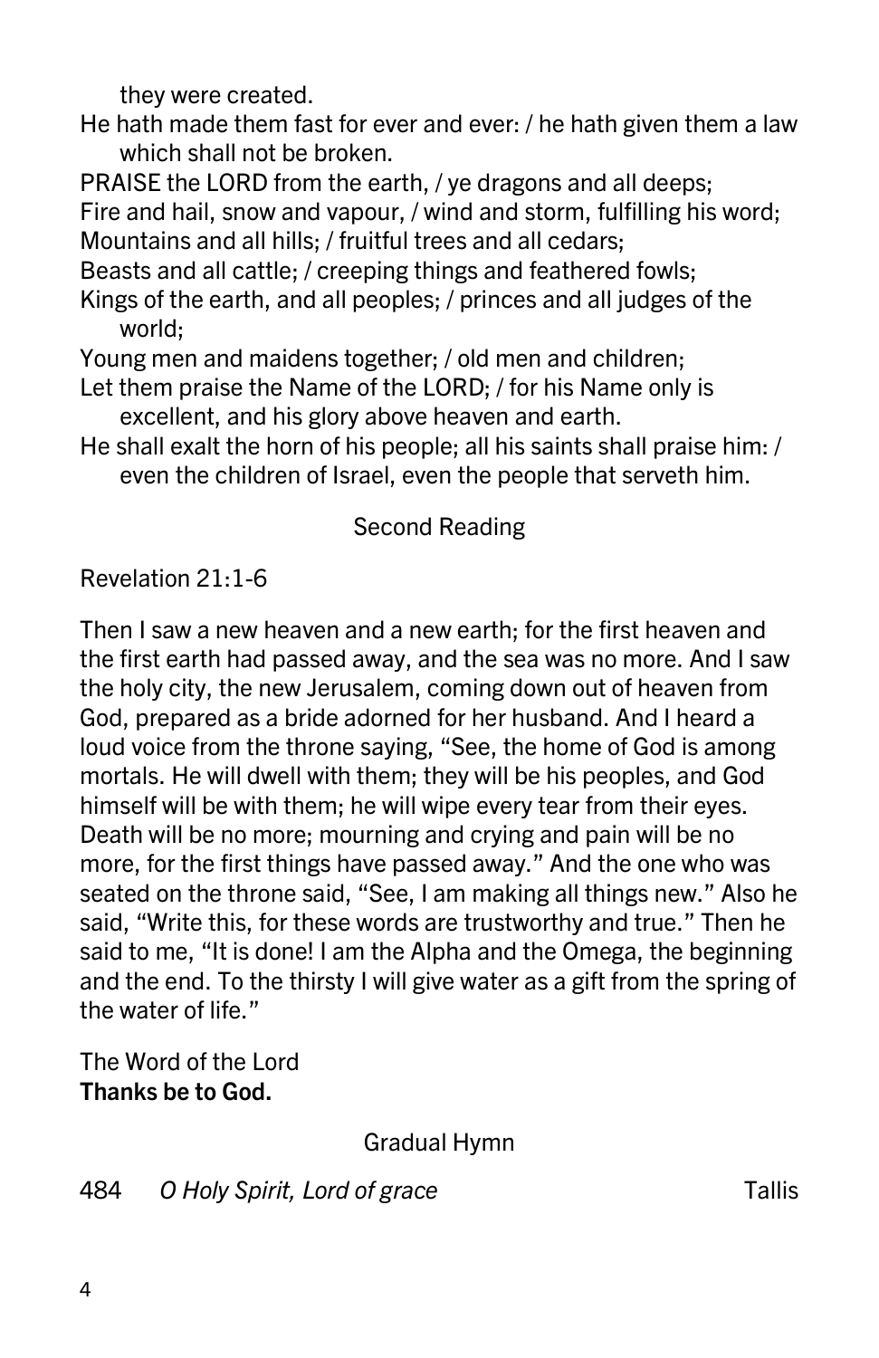they were created.

He hath made them fast for ever and ever: / he hath given them a law which shall not be broken.

PRAISE the LORD from the earth, / ye dragons and all deeps;

Fire and hail, snow and vapour, / wind and storm, fulfilling his word;

Mountains and all hills; / fruitful trees and all cedars;

Beasts and all cattle; / creeping things and feathered fowls;

Kings of the earth, and all peoples; / princes and all judges of the world;

Young men and maidens together; / old men and children;

Let them praise the Name of the LORD; / for his Name only is excellent, and his glory above heaven and earth.

He shall exalt the horn of his people; all his saints shall praise him: / even the children of Israel, even the people that serveth him.

## Second Reading

Revelation 21:1-6

Then I saw a new heaven and a new earth; for the first heaven and the first earth had passed away, and the sea was no more. And I saw the holy city, the new Jerusalem, coming down out of heaven from God, prepared as a bride adorned for her husband. And I heard a loud voice from the throne saying, "See, the home of God is among mortals. He will dwell with them; they will be his peoples, and God himself will be with them; he will wipe every tear from their eyes. Death will be no more; mourning and crying and pain will be no more, for the first things have passed away." And the one who was seated on the throne said, "See, I am making all things new." Also he said, "Write this, for these words are trustworthy and true." Then he said to me, "It is done! I am the Alpha and the Omega, the beginning and the end. To the thirsty I will give water as a gift from the spring of the water of life."

The Word of the Lord
**Thanks be to God.**

## Gradual Hymn

484 *O Holy Spirit, Lord of grace* Tallis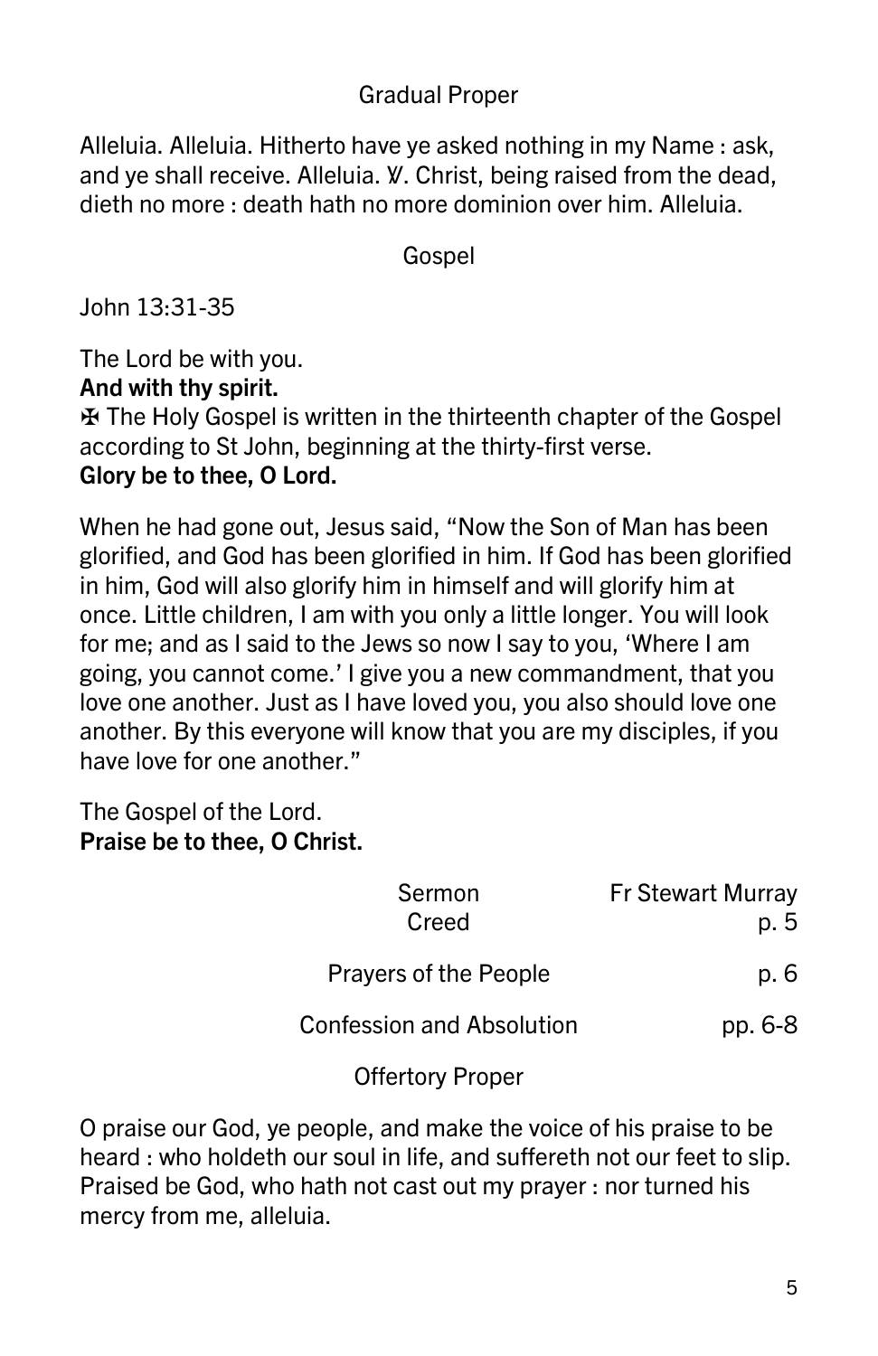## Gradual Proper

Alleluia. Alleluia. Hitherto have ye asked nothing in my Name : ask, and ye shall receive. Alleluia. ℣. Christ, being raised from the dead, dieth no more : death hath no more dominion over him. Alleluia.

## Gospel

John 13:31-35

The Lord be with you.
**And with thy spirit.**
✠ The Holy Gospel is written in the thirteenth chapter of the Gospel according to St John, beginning at the thirty-first verse.
**Glory be to thee, O Lord.**

When he had gone out, Jesus said, "Now the Son of Man has been glorified, and God has been glorified in him. If God has been glorified in him, God will also glorify him in himself and will glorify him at once. Little children, I am with you only a little longer. You will look for me; and as I said to the Jews so now I say to you, 'Where I am going, you cannot come.' I give you a new commandment, that you love one another. Just as I have loved you, you also should love one another. By this everyone will know that you are my disciples, if you have love for one another."

The Gospel of the Lord.
**Praise be to thee, O Christ.**

Sermon — Fr Stewart Murray
Creed — p. 5

Prayers of the People — p. 6

Confession and Absolution — pp. 6-8

## Offertory Proper

O praise our God, ye people, and make the voice of his praise to be heard : who holdeth our soul in life, and suffereth not our feet to slip. Praised be God, who hath not cast out my prayer : nor turned his mercy from me, alleluia.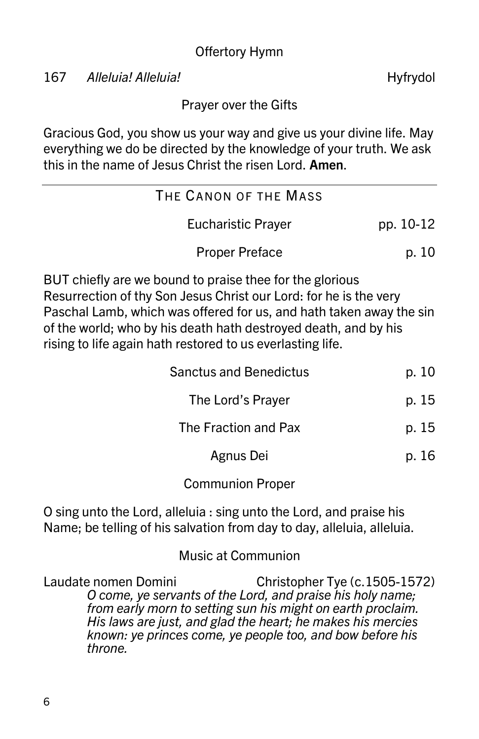### Offertory Hymn

167 *Alleluia! Alleluia!* Hyfrydol

### Prayer over the Gifts

Gracious God, you show us your way and give us your divine life. May everything we do be directed by the knowledge of your truth. We ask this in the name of Jesus Christ the risen Lord. **Amen**.

---

## THE CANON OF THE MASS

Eucharistic Prayer pp. 10-12

Proper Preface p. 10

BUT chiefly are we bound to praise thee for the glorious Resurrection of thy Son Jesus Christ our Lord: for he is the very Paschal Lamb, which was offered for us, and hath taken away the sin of the world; who by his death hath destroyed death, and by his rising to life again hath restored to us everlasting life.

Sanctus and Benedictus p. 10

The Lord's Prayer p. 15

The Fraction and Pax p. 15

Agnus Dei p. 16

### Communion Proper

O sing unto the Lord, alleluia : sing unto the Lord, and praise his Name; be telling of his salvation from day to day, alleluia, alleluia.

### Music at Communion

Laudate nomen Domini Christopher Tye (c.1505-1572)

*O come, ye servants of the Lord, and praise his holy name; from early morn to setting sun his might on earth proclaim. His laws are just, and glad the heart; he makes his mercies known: ye princes come, ye people too, and bow before his throne.*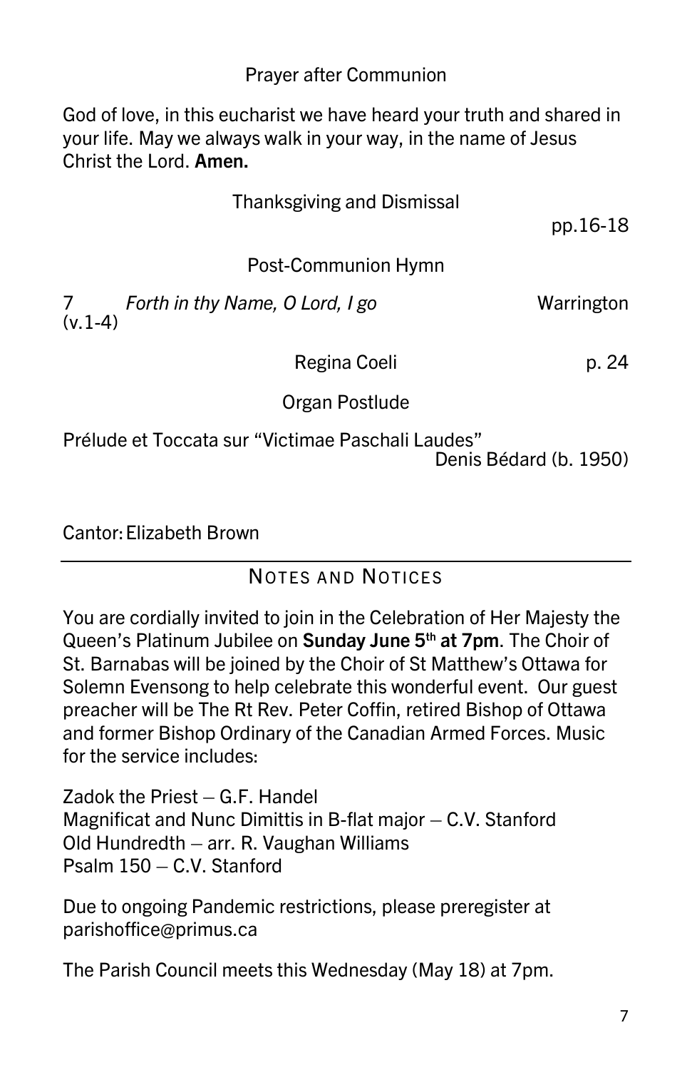Prayer after Communion

God of love, in this eucharist we have heard your truth and shared in your life. May we always walk in your way, in the name of Jesus Christ the Lord. **Amen.**

Thanksgiving and Dismissal

pp.16-18

Post-Communion Hymn

7 *Forth in thy Name, O Lord, I go* Warrington
(v.1-4)

Regina Coeli p. 24

Organ Postlude

Prélude et Toccata sur "Victimae Paschali Laudes"
Denis Bédard (b. 1950)

Cantor: Elizabeth Brown

---

## NOTES AND NOTICES

You are cordially invited to join in the Celebration of Her Majesty the Queen's Platinum Jubilee on **Sunday June 5th at 7pm**. The Choir of St. Barnabas will be joined by the Choir of St Matthew's Ottawa for Solemn Evensong to help celebrate this wonderful event. Our guest preacher will be The Rt Rev. Peter Coffin, retired Bishop of Ottawa and former Bishop Ordinary of the Canadian Armed Forces. Music for the service includes:

Zadok the Priest – G.F. Handel
Magnificat and Nunc Dimittis in B-flat major – C.V. Stanford
Old Hundredth – arr. R. Vaughan Williams
Psalm 150 – C.V. Stanford

Due to ongoing Pandemic restrictions, please preregister at parishoffice@primus.ca

The Parish Council meets this Wednesday (May 18) at 7pm.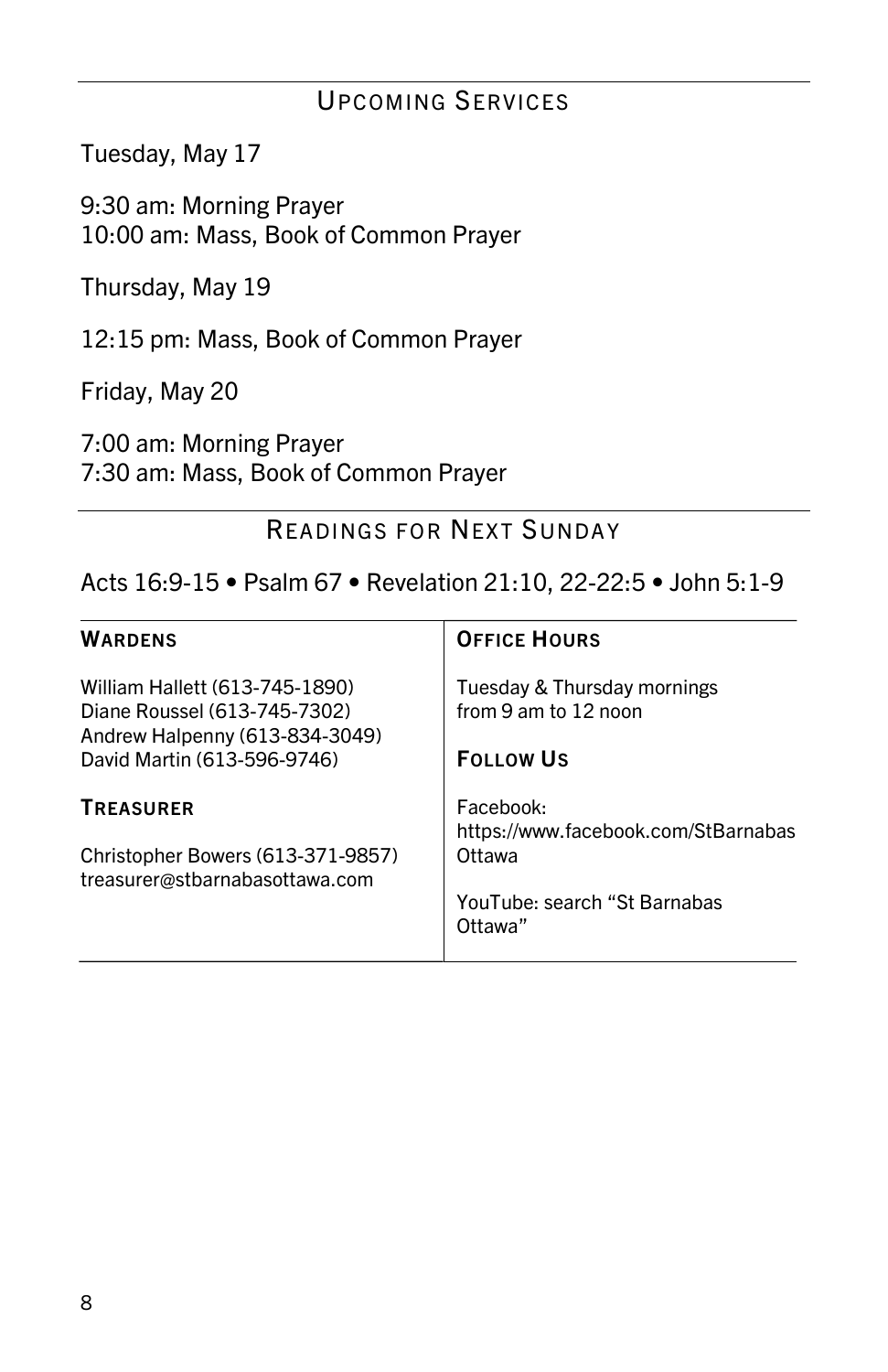## Upcoming Services

Tuesday, May 17

9:30 am: Morning Prayer
10:00 am: Mass, Book of Common Prayer

Thursday, May 19

12:15 pm: Mass, Book of Common Prayer

Friday, May 20

7:00 am: Morning Prayer
7:30 am: Mass, Book of Common Prayer

## Readings for Next Sunday

Acts 16:9-15 • Psalm 67 • Revelation 21:10, 22-22:5 • John 5:1-9

### Wardens

William Hallett (613-745-1890)
Diane Roussel (613-745-7302)
Andrew Halpenny (613-834-3049)
David Martin (613-596-9746)

### Treasurer

Christopher Bowers (613-371-9857)
treasurer@stbarnabasottawa.com

### Office Hours

Tuesday & Thursday mornings
from 9 am to 12 noon

### Follow Us

Facebook:
https://www.facebook.com/StBarnabasOttawa

YouTube: search "St Barnabas Ottawa"